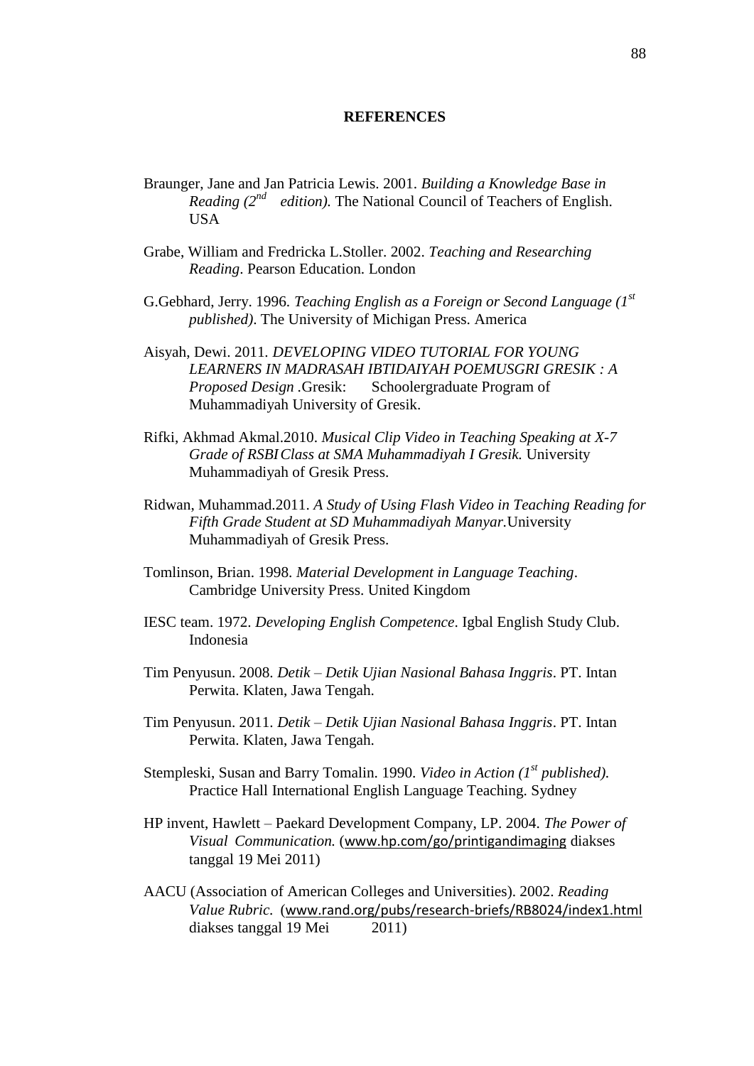# REFERENCES

Braunger, Jane and Jan Patricia Lewis. 2001. *Building a Knowledge Base in Reading (2nd edition).* The National Council of Teachers of English. USA

Grabe, William and Fredricka L.Stoller. 2002. *Teaching and Researching Reading*. Pearson Education. London

G.Gebhard, Jerry. 1996. *Teaching English as a Foreign or Second Language (1st published)*. The University of Michigan Press. America

Aisyah, Dewi. 2011. *DEVELOPING VIDEO TUTORIAL FOR YOUNG LEARNERS IN MADRASAH IBTIDAIYAH POEMUSGRI GRESIK : A Proposed Design* .Gresik: Schoolergraduate Program of Muhammadiyah University of Gresik.

Rifki, Akhmad Akmal.2010. *Musical Clip Video in Teaching Speaking at X-7 Grade of RSBI Class at SMA Muhammadiyah I Gresik.* University Muhammadiyah of Gresik Press.

Ridwan, Muhammad.2011. *A Study of Using Flash Video in Teaching Reading for Fifth Grade Student at SD Muhammadiyah Manyar.*University Muhammadiyah of Gresik Press.

Tomlinson, Brian. 1998. *Material Development in Language Teaching*. Cambridge University Press. United Kingdom

IESC team. 1972. *Developing English Competence*. Igbal English Study Club. Indonesia

Tim Penyusun. 2008. *Detik – Detik Ujian Nasional Bahasa Inggris*. PT. Intan Perwita. Klaten, Jawa Tengah.

Tim Penyusun. 2011. *Detik – Detik Ujian Nasional Bahasa Inggris*. PT. Intan Perwita. Klaten, Jawa Tengah.

Stempleski, Susan and Barry Tomalin. 1990. *Video in Action (1st published).* Practice Hall International English Language Teaching. Sydney

HP invent, Hawlett – Paekard Development Company, LP. 2004. *The Power of Visual Communication.* (www.hp.com/go/printigandimaging diakses tanggal 19 Mei 2011)

AACU (Association of American Colleges and Universities). 2002. *Reading Value Rubric.* (www.rand.org/pubs/research-briefs/RB8024/index1.html diakses tanggal 19 Mei 2011)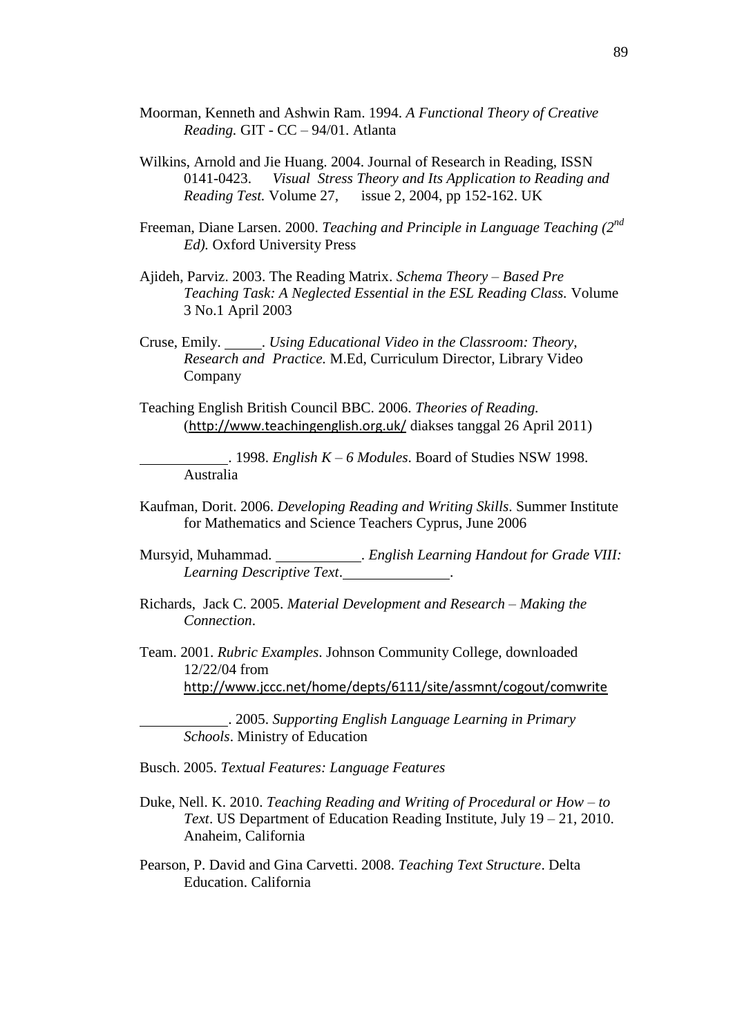Moorman, Kenneth and Ashwin Ram. 1994. *A Functional Theory of Creative Reading.* GIT - CC – 94/01. Atlanta

Wilkins, Arnold and Jie Huang. 2004. Journal of Research in Reading, ISSN 0141-0423. *Visual Stress Theory and Its Application to Reading and Reading Test.* Volume 27, issue 2, 2004, pp 152-162. UK

Freeman, Diane Larsen. 2000. *Teaching and Principle in Language Teaching (2nd Ed).* Oxford University Press

Ajideh, Parviz. 2003. The Reading Matrix. *Schema Theory – Based Pre Teaching Task: A Neglected Essential in the ESL Reading Class.* Volume 3 No.1 April 2003

Cruse, Emily. _____. *Using Educational Video in the Classroom: Theory, Research and Practice.* M.Ed, Curriculum Director, Library Video Company

Teaching English British Council BBC. 2006. *Theories of Reading.* (http://www.teachingenglish.org.uk/ diakses tanggal 26 April 2011)

____________. 1998. *English K – 6 Modules*. Board of Studies NSW 1998. Australia

Kaufman, Dorit. 2006. *Developing Reading and Writing Skills*. Summer Institute for Mathematics and Science Teachers Cyprus, June 2006

Mursyid, Muhammad. ____________. *English Learning Handout for Grade VIII: Learning Descriptive Text*.______________.

Richards, Jack C. 2005. *Material Development and Research – Making the Connection*.

Team. 2001. *Rubric Examples*. Johnson Community College, downloaded 12/22/04 from http://www.jccc.net/home/depts/6111/site/assmnt/cogout/comwrite

____________. 2005. *Supporting English Language Learning in Primary Schools*. Ministry of Education

Busch. 2005. *Textual Features: Language Features*

Duke, Nell. K. 2010. *Teaching Reading and Writing of Procedural or How – to Text*. US Department of Education Reading Institute, July 19 – 21, 2010. Anaheim, California

Pearson, P. David and Gina Carvetti. 2008. *Teaching Text Structure*. Delta Education. California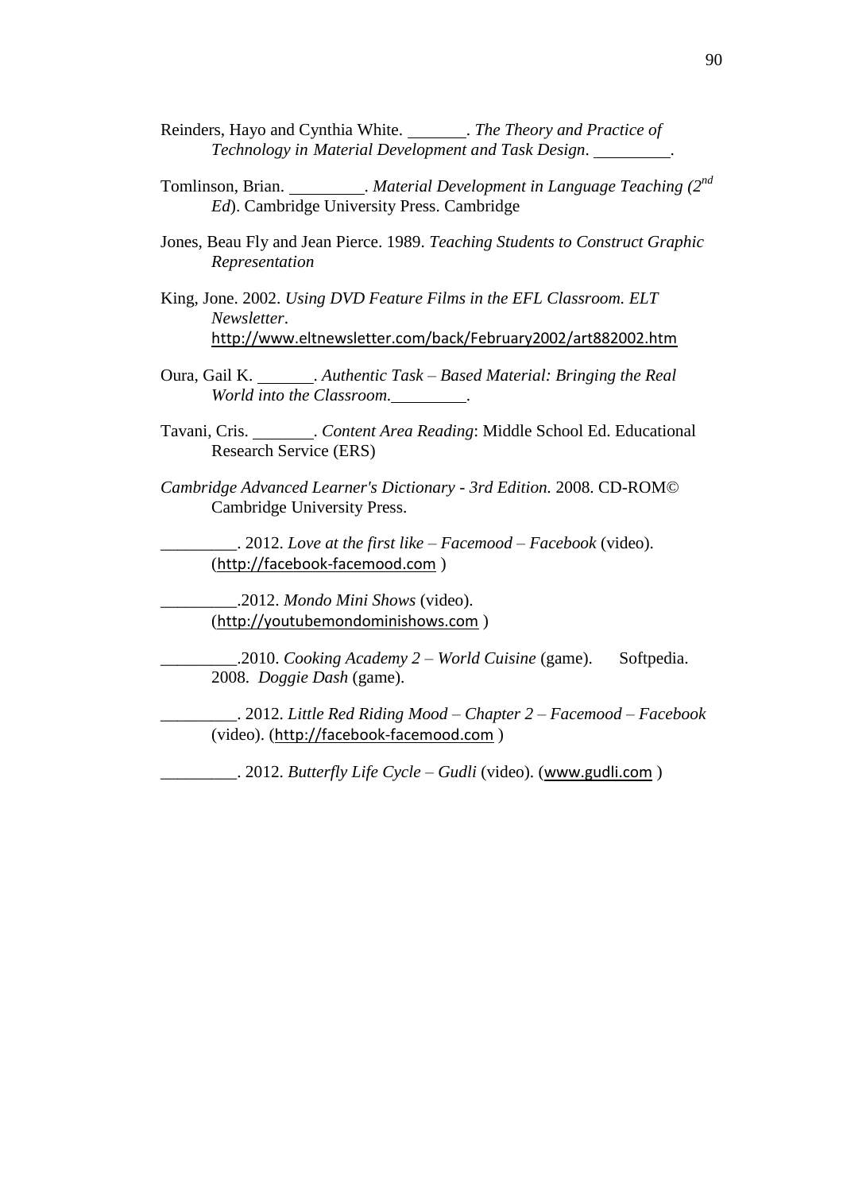Reinders, Hayo and Cynthia White. \_\_\_\_\_\_\_. *The Theory and Practice of Technology in Material Development and Task Design*. \_\_\_\_\_\_\_\_\_.

Tomlinson, Brian. \_\_\_\_\_\_\_\_\_. *Material Development in Language Teaching (2nd Ed)*. Cambridge University Press. Cambridge

Jones, Beau Fly and Jean Pierce. 1989. *Teaching Students to Construct Graphic Representation*

King, Jone. 2002. *Using DVD Feature Films in the EFL Classroom. ELT Newsletter*. http://www.eltnewsletter.com/back/February2002/art882002.htm

Oura, Gail K. \_\_\_\_\_\_\_. *Authentic Task – Based Material: Bringing the Real World into the Classroom.* \_\_\_\_\_\_\_\_\_.

Tavani, Cris. \_\_\_\_\_\_\_. *Content Area Reading*: Middle School Ed. Educational Research Service (ERS)

*Cambridge Advanced Learner's Dictionary - 3rd Edition.* 2008. CD-ROM© Cambridge University Press.

\_\_\_\_\_\_\_\_\_. 2012. *Love at the first like – Facemood – Facebook* (video). (http://facebook-facemood.com )

\_\_\_\_\_\_\_\_\_.2012. *Mondo Mini Shows* (video). (http://youtubemondominishows.com )

\_\_\_\_\_\_\_\_\_.2010. *Cooking Academy 2 – World Cuisine* (game). Softpedia. 2008. *Doggie Dash* (game).

\_\_\_\_\_\_\_\_\_. 2012. *Little Red Riding Mood – Chapter 2 – Facemood – Facebook* (video). (http://facebook-facemood.com )

\_\_\_\_\_\_\_\_\_. 2012. *Butterfly Life Cycle – Gudli* (video). (www.gudli.com )